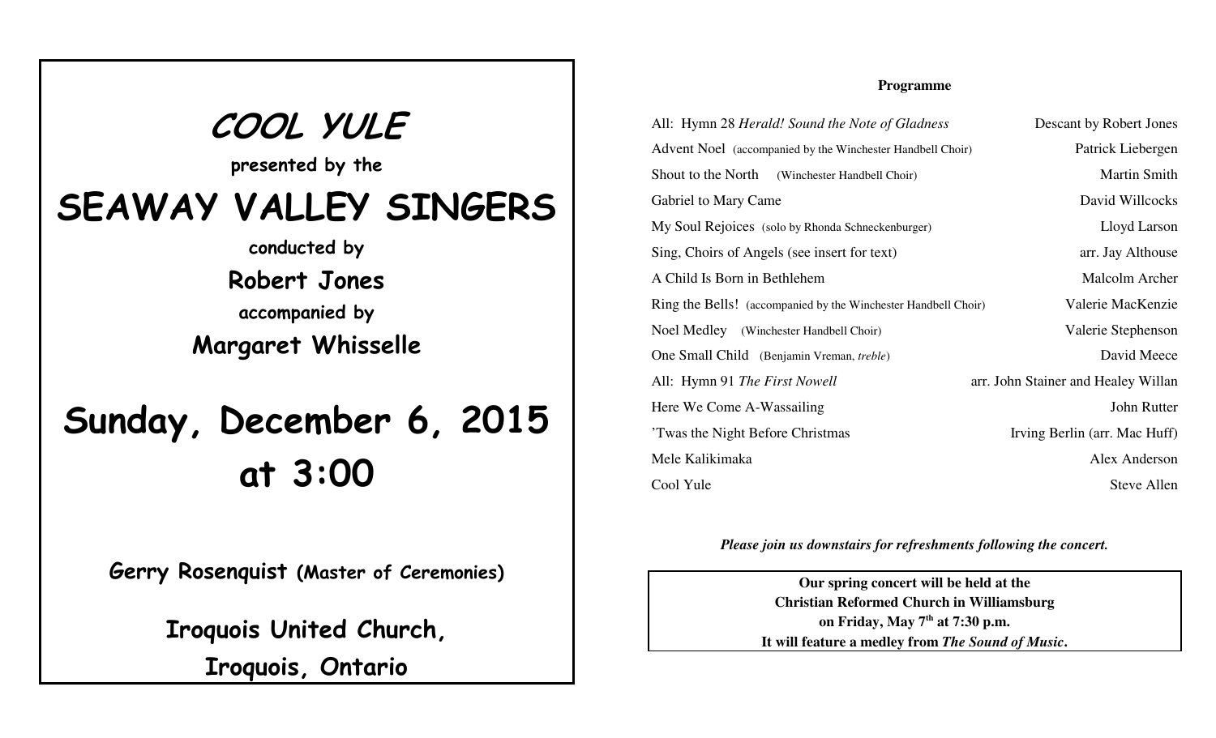# COOL YULE

**presented by the**

# SEAWAY VALLEY SINGERS

**conducted by**

**Robert Jones**

**accompanied by**

**Margaret Whisselle**

# Sunday, December 6, 2015 at 3:00

**Gerry Rosenquist (Master of Ceremonies)**

**Iroquois United Church,**
**Iroquois, Ontario**

**Programme**

| | |
|---|---|
| All: Hymn 28 *Herald! Sound the Note of Gladness* | Descant by Robert Jones |
| Advent Noel (accompanied by the Winchester Handbell Choir) | Patrick Liebergen |
| Shout to the North (Winchester Handbell Choir) | Martin Smith |
| Gabriel to Mary Came | David Willcocks |
| My Soul Rejoices (solo by Rhonda Schneckenburger) | Lloyd Larson |
| Sing, Choirs of Angels (see insert for text) | arr. Jay Althouse |
| A Child Is Born in Bethlehem | Malcolm Archer |
| Ring the Bells! (accompanied by the Winchester Handbell Choir) | Valerie MacKenzie |
| Noel Medley (Winchester Handbell Choir) | Valerie Stephenson |
| One Small Child (Benjamin Vreman, *treble*) | David Meece |
| All: Hymn 91 *The First Nowell* | arr. John Stainer and Healey Willan |
| Here We Come A-Wassailing | John Rutter |
| 'Twas the Night Before Christmas | Irving Berlin (arr. Mac Huff) |
| Mele Kalikimaka | Alex Anderson |
| Cool Yule | Steve Allen |

***Please join us downstairs for refreshments following the concert.***

**Our spring concert will be held at the**
**Christian Reformed Church in Williamsburg**
**on Friday, May 7th at 7:30 p.m.**
**It will feature a medley from *The Sound of Music*.**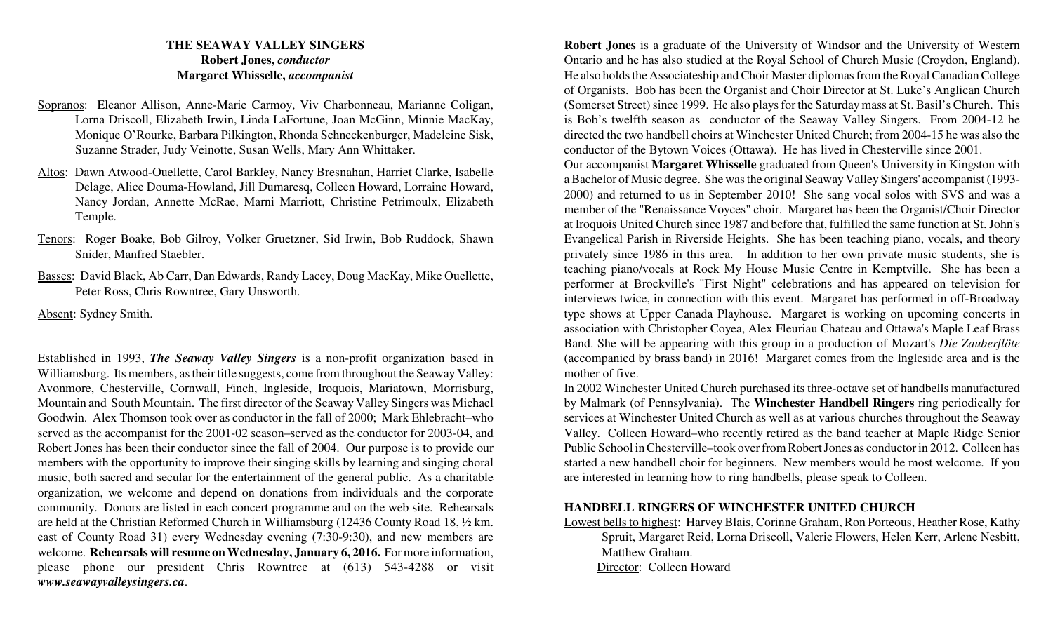## THE SEAWAY VALLEY SINGERS

**Robert Jones,** ***conductor***
**Margaret Whisselle,** ***accompanist***

Sopranos: Eleanor Allison, Anne-Marie Carmoy, Viv Charbonneau, Marianne Coligan, Lorna Driscoll, Elizabeth Irwin, Linda LaFortune, Joan McGinn, Minnie MacKay, Monique O'Rourke, Barbara Pilkington, Rhonda Schneckenburger, Madeleine Sisk, Suzanne Strader, Judy Veinotte, Susan Wells, Mary Ann Whittaker.

Altos: Dawn Atwood-Ouellette, Carol Barkley, Nancy Bresnahan, Harriet Clarke, Isabelle Delage, Alice Douma-Howland, Jill Dumaresq, Colleen Howard, Lorraine Howard, Nancy Jordan, Annette McRae, Marni Marriott, Christine Petrimoulx, Elizabeth Temple.

Tenors: Roger Boake, Bob Gilroy, Volker Gruetzner, Sid Irwin, Bob Ruddock, Shawn Snider, Manfred Staebler.

Basses: David Black, Ab Carr, Dan Edwards, Randy Lacey, Doug MacKay, Mike Ouellette, Peter Ross, Chris Rowntree, Gary Unsworth.

Absent: Sydney Smith.

Established in 1993, ***The Seaway Valley Singers*** is a non-profit organization based in Williamsburg. Its members, as their title suggests, come from throughout the Seaway Valley: Avonmore, Chesterville, Cornwall, Finch, Ingleside, Iroquois, Mariatown, Morrisburg, Mountain and South Mountain. The first director of the Seaway Valley Singers was Michael Goodwin. Alex Thomson took over as conductor in the fall of 2000; Mark Ehlebracht–who served as the accompanist for the 2001-02 season–served as the conductor for 2003-04, and Robert Jones has been their conductor since the fall of 2004. Our purpose is to provide our members with the opportunity to improve their singing skills by learning and singing choral music, both sacred and secular for the entertainment of the general public. As a charitable organization, we welcome and depend on donations from individuals and the corporate community. Donors are listed in each concert programme and on the web site. Rehearsals are held at the Christian Reformed Church in Williamsburg (12436 County Road 18, ½ km. east of County Road 31) every Wednesday evening (7:30-9:30), and new members are welcome. **Rehearsals will resume on Wednesday, January 6, 2016.** For more information, please phone our president Chris Rowntree at (613) 543-4288 or visit ***www.seawayvalleysingers.ca***.

**Robert Jones** is a graduate of the University of Windsor and the University of Western Ontario and he has also studied at the Royal School of Church Music (Croydon, England). He also holds the Associateship and Choir Master diplomas from the Royal Canadian College of Organists. Bob has been the Organist and Choir Director at St. Luke's Anglican Church (Somerset Street) since 1999. He also plays for the Saturday mass at St. Basil's Church. This is Bob's twelfth season as conductor of the Seaway Valley Singers. From 2004-12 he directed the two handbell choirs at Winchester United Church; from 2004-15 he was also the conductor of the Bytown Voices (Ottawa). He has lived in Chesterville since 2001.

Our accompanist **Margaret Whisselle** graduated from Queen's University in Kingston with a Bachelor of Music degree. She was the original Seaway Valley Singers' accompanist (1993-2000) and returned to us in September 2010! She sang vocal solos with SVS and was a member of the "Renaissance Voyces" choir. Margaret has been the Organist/Choir Director at Iroquois United Church since 1987 and before that, fulfilled the same function at St. John's Evangelical Parish in Riverside Heights. She has been teaching piano, vocals, and theory privately since 1986 in this area. In addition to her own private music students, she is teaching piano/vocals at Rock My House Music Centre in Kemptville. She has been a performer at Brockville's "First Night" celebrations and has appeared on television for interviews twice, in connection with this event. Margaret has performed in off-Broadway type shows at Upper Canada Playhouse. Margaret is working on upcoming concerts in association with Christopher Coyea, Alex Fleuriau Chateau and Ottawa's Maple Leaf Brass Band. She will be appearing with this group in a production of Mozart's *Die Zauberflöte* (accompanied by brass band) in 2016! Margaret comes from the Ingleside area and is the mother of five.

In 2002 Winchester United Church purchased its three-octave set of handbells manufactured by Malmark (of Pennsylvania). The **Winchester Handbell Ringers** ring periodically for services at Winchester United Church as well as at various churches throughout the Seaway Valley. Colleen Howard–who recently retired as the band teacher at Maple Ridge Senior Public School in Chesterville–took over from Robert Jones as conductor in 2012. Colleen has started a new handbell choir for beginners. New members would be most welcome. If you are interested in learning how to ring handbells, please speak to Colleen.

## HANDBELL RINGERS OF WINCHESTER UNITED CHURCH

Lowest bells to highest: Harvey Blais, Corinne Graham, Ron Porteous, Heather Rose, Kathy Spruit, Margaret Reid, Lorna Driscoll, Valerie Flowers, Helen Kerr, Arlene Nesbitt, Matthew Graham.

Director: Colleen Howard